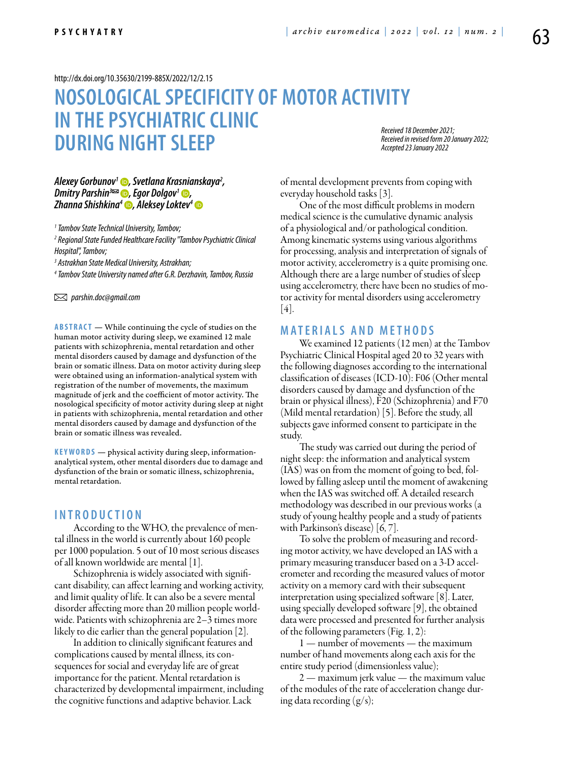http://dx.doi.org/10.35630/2199-885X/2022/12/2.15

# NOSOLOGICAL SPECIFICITY OF MOTOR ACTIVITY IN THE PSYCHIATRIC CLINIC DURING NIGHT SLEEP

*Received 18 December 2021; Received in revised form 20 January 2022; Accepted 23 January 2022*

***Alexey Gorbunov[1], Svetlana Krasnianskaya[2], Dmitry Parshin[3]✉, Egor Dolgov[1], Zhanna Shishkina[4], Aleksey Loktev[4]***

*[1] Tambov State Technical University, Tambov;*
*[2] Regional State Funded Healthcare Facility "Tambov Psychiatric Clinical Hospital", Tambov;*
*[3] Astrakhan State Medical University, Astrakhan;*
*[4] Tambov State University named after G.R. Derzhavin, Tambov, Russia*

✉ *parshin.doc@gmail.com*

**ABSTRACT** — While continuing the cycle of studies on the human motor activity during sleep, we examined 12 male patients with schizophrenia, mental retardation and other mental disorders caused by damage and dysfunction of the brain or somatic illness. Data on motor activity during sleep were obtained using an information-analytical system with registration of the number of movements, the maximum magnitude of jerk and the coefficient of motor activity. The nosological specificity of motor activity during sleep at night in patients with schizophrenia, mental retardation and other mental disorders caused by damage and dysfunction of the brain or somatic illness was revealed.

**KEYWORDS** — physical activity during sleep, information-analytical system, other mental disorders due to damage and dysfunction of the brain or somatic illness, schizophrenia, mental retardation.

## INTRODUCTION

According to the WHO, the prevalence of mental illness in the world is currently about 160 people per 1000 population. 5 out of 10 most serious diseases of all known worldwide are mental [1].

Schizophrenia is widely associated with significant disability, can affect learning and working activity, and limit quality of life. It can also be a severe mental disorder affecting more than 20 million people worldwide. Patients with schizophrenia are 2–3 times more likely to die earlier than the general population [2].

In addition to clinically significant features and complications caused by mental illness, its consequences for social and everyday life are of great importance for the patient. Mental retardation is characterized by developmental impairment, including the cognitive functions and adaptive behavior. Lack of mental development prevents from coping with everyday household tasks [3].

One of the most difficult problems in modern medical science is the cumulative dynamic analysis of a physiological and/or pathological condition. Among kinematic systems using various algorithms for processing, analysis and interpretation of signals of motor activity, accelerometry is a quite promising one. Although there are a large number of studies of sleep using accelerometry, there have been no studies of motor activity for mental disorders using accelerometry [4].

## MATERIALS AND METHODS

We examined 12 patients (12 men) at the Tambov Psychiatric Clinical Hospital aged 20 to 32 years with the following diagnoses according to the international classification of diseases (ICD-10): F06 (Other mental disorders caused by damage and dysfunction of the brain or physical illness), F20 (Schizophrenia) and F70 (Mild mental retardation) [5]. Before the study, all subjects gave informed consent to participate in the study.

The study was carried out during the period of night sleep: the information and analytical system (IAS) was on from the moment of going to bed, followed by falling asleep until the moment of awakening when the IAS was switched off. A detailed research methodology was described in our previous works (a study of young healthy people and a study of patients with Parkinson's disease) [6, 7].

To solve the problem of measuring and recording motor activity, we have developed an IAS with a primary measuring transducer based on a 3-D accelerometer and recording the measured values of motor activity on a memory card with their subsequent interpretation using specialized software [8]. Later, using specially developed software [9], the obtained data were processed and presented for further analysis of the following parameters (Fig. 1, 2):

1 — number of movements — the maximum number of hand movements along each axis for the entire study period (dimensionless value);

2 — maximum jerk value — the maximum value of the modules of the rate of acceleration change during data recording (g/s);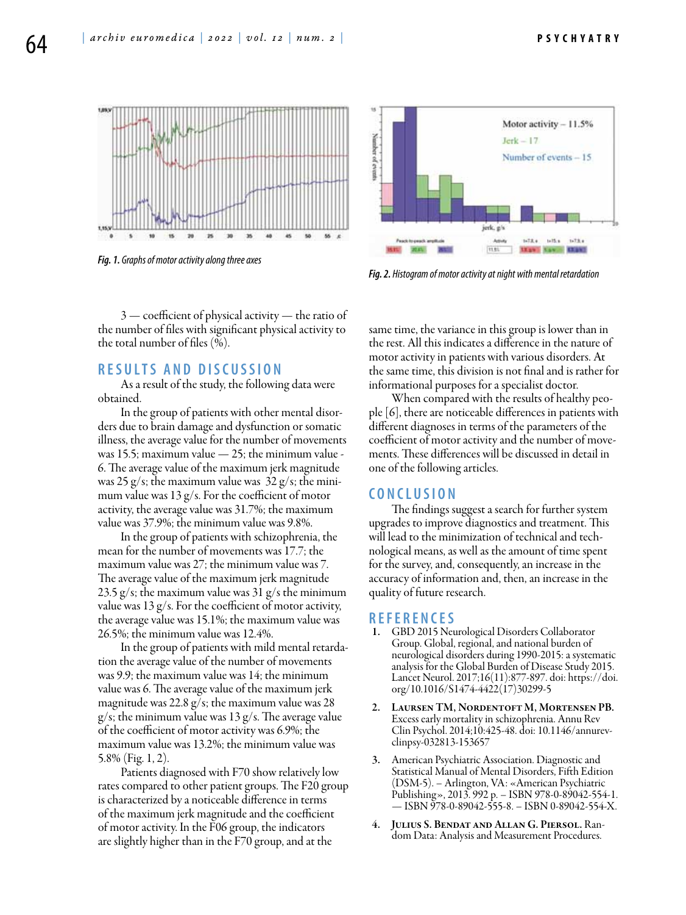*Fig. 1. Graphs of motor activity along three axes*

*Fig. 2. Histogram of motor activity at night with mental retardation*

3 — coefficient of physical activity — the ratio of the number of files with significant physical activity to the total number of files (%).

## RESULTS AND DISCUSSION

As a result of the study, the following data were obtained.

In the group of patients with other mental disorders due to brain damage and dysfunction or somatic illness, the average value for the number of movements was 15.5; maximum value — 25; the minimum value - 6. The average value of the maximum jerk magnitude was 25 g/s; the maximum value was 32 g/s; the minimum value was 13 g/s. For the coefficient of motor activity, the average value was 31.7%; the maximum value was 37.9%; the minimum value was 9.8%.

In the group of patients with schizophrenia, the mean for the number of movements was 17.7; the maximum value was 27; the minimum value was 7. The average value of the maximum jerk magnitude 23.5 g/s; the maximum value was 31 g/s the minimum value was 13 g/s. For the coefficient of motor activity, the average value was 15.1%; the maximum value was 26.5%; the minimum value was 12.4%.

In the group of patients with mild mental retardation the average value of the number of movements was 9.9; the maximum value was 14; the minimum value was 6. The average value of the maximum jerk magnitude was 22.8 g/s; the maximum value was 28 g/s; the minimum value was 13 g/s. The average value of the coefficient of motor activity was 6.9%; the maximum value was 13.2%; the minimum value was 5.8% (Fig. 1, 2).

Patients diagnosed with F70 show relatively low rates compared to other patient groups. The F20 group is characterized by a noticeable difference in terms of the maximum jerk magnitude and the coefficient of motor activity. In the F06 group, the indicators are slightly higher than in the F70 group, and at the same time, the variance in this group is lower than in the rest. All this indicates a difference in the nature of motor activity in patients with various disorders. At the same time, this division is not final and is rather for informational purposes for a specialist doctor.

When compared with the results of healthy people [6], there are noticeable differences in patients with different diagnoses in terms of the parameters of the coefficient of motor activity and the number of movements. These differences will be discussed in detail in one of the following articles.

## CONCLUSION

The findings suggest a search for further system upgrades to improve diagnostics and treatment. This will lead to the minimization of technical and technological means, as well as the amount of time spent for the survey, and, consequently, an increase in the accuracy of information and, then, an increase in the quality of future research.

## REFERENCES

1. GBD 2015 Neurological Disorders Collaborator Group. Global, regional, and national burden of neurological disorders during 1990-2015: a systematic analysis for the Global Burden of Disease Study 2015. Lancet Neurol. 2017;16(11):877-897. doi: https://doi.org/10.1016/S1474-4422(17)30299-5
2. **Laursen TM, Nordentoft M, Mortensen PB.** Excess early mortality in schizophrenia. Annu Rev Clin Psychol. 2014;10:425-48. doi: 10.1146/annurev-clinpsy-032813-153657
3. American Psychiatric Association. Diagnostic and Statistical Manual of Mental Disorders, Fifth Edition (DSM-5). – Arlington, VA: «American Psychiatric Publishing», 2013. 992 p. – ISBN 978-0-89042-554-1. — ISBN 978-0-89042-555-8. – ISBN 0-89042-554-X.
4. **Julius S. Bendat and Allan G. Piersol.** Random Data: Analysis and Measurement Procedures.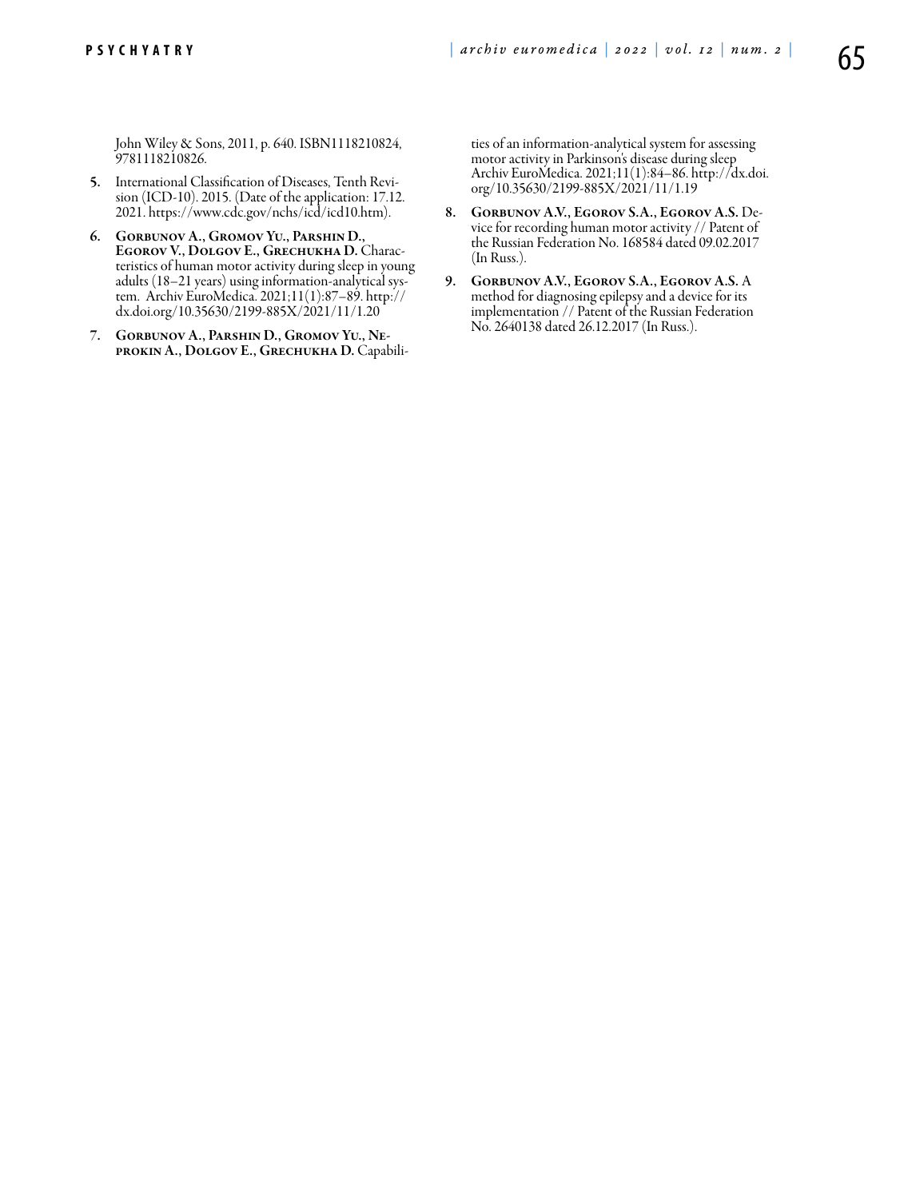John Wiley & Sons, 2011, p. 640. ISBN1118210824, 9781118210826.

5. International Classification of Diseases, Tenth Revision (ICD-10). 2015. (Date of the application: 17.12. 2021. https://www.cdc.gov/nchs/icd/icd10.htm).

6. **Gorbunov A., Gromov Yu., Parshin D., Egorov V., Dolgov E., Grechukha D.** Characteristics of human motor activity during sleep in young adults (18–21 years) using information-analytical system. Archiv EuroMedica. 2021;11(1):87–89. http://dx.doi.org/10.35630/2199-885X/2021/11/1.20

7. **Gorbunov A., Parshin D., Gromov Yu., Neprokin A., Dolgov E., Grechukha D.** Capabilities of an information-analytical system for assessing motor activity in Parkinson's disease during sleep Archiv EuroMedica. 2021;11(1):84–86. http://dx.doi.org/10.35630/2199-885X/2021/11/1.19

8. **Gorbunov A.V., Egorov S.A., Egorov A.S.** Device for recording human motor activity // Patent of the Russian Federation No. 168584 dated 09.02.2017 (In Russ.).

9. **Gorbunov A.V., Egorov S.A., Egorov A.S.** A method for diagnosing epilepsy and a device for its implementation // Patent of the Russian Federation No. 2640138 dated 26.12.2017 (In Russ.).